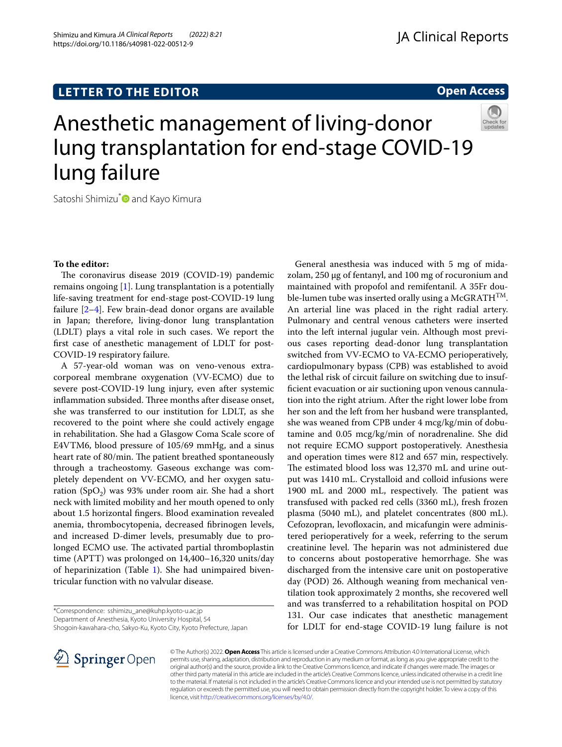**LETTER TO THE EDITOR**

**Open Access**

# Anesthetic management of living-donor lung transplantation for end-stage COVID-19 lung failure

Satoshi Shimizu* and Kayo Kimura

**To the editor:**

The coronavirus disease 2019 (COVID-19) pandemic remains ongoing [1]. Lung transplantation is a potentially life-saving treatment for end-stage post-COVID-19 lung failure [2–4]. Few brain-dead donor organs are available in Japan; therefore, living-donor lung transplantation (LDLT) plays a vital role in such cases. We report the first case of anesthetic management of LDLT for post-COVID-19 respiratory failure.

A 57-year-old woman was on veno-venous extracorporeal membrane oxygenation (VV-ECMO) due to severe post-COVID-19 lung injury, even after systemic inflammation subsided. Three months after disease onset, she was transferred to our institution for LDLT, as she recovered to the point where she could actively engage in rehabilitation. She had a Glasgow Coma Scale score of E4VTM6, blood pressure of 105/69 mmHg, and a sinus heart rate of 80/min. The patient breathed spontaneously through a tracheostomy. Gaseous exchange was completely dependent on VV-ECMO, and her oxygen saturation ($SpO_2$) was 93% under room air. She had a short neck with limited mobility and her mouth opened to only about 1.5 horizontal fingers. Blood examination revealed anemia, thrombocytopenia, decreased fibrinogen levels, and increased D-dimer levels, presumably due to prolonged ECMO use. The activated partial thromboplastin time (APTT) was prolonged on 14,400–16,320 units/day of heparinization (Table 1). She had unimpaired biventricular function with no valvular disease.

General anesthesia was induced with 5 mg of midazolam, 250 μg of fentanyl, and 100 mg of rocuronium and maintained with propofol and remifentanil. A 35Fr double-lumen tube was inserted orally using a McGRATH™. An arterial line was placed in the right radial artery. Pulmonary and central venous catheters were inserted into the left internal jugular vein. Although most previous cases reporting dead-donor lung transplantation switched from VV-ECMO to VA-ECMO perioperatively, cardiopulmonary bypass (CPB) was established to avoid the lethal risk of circuit failure on switching due to insufficient evacuation or air suctioning upon venous cannulation into the right atrium. After the right lower lobe from her son and the left from her husband were transplanted, she was weaned from CPB under 4 mcg/kg/min of dobutamine and 0.05 mcg/kg/min of noradrenaline. She did not require ECMO support postoperatively. Anesthesia and operation times were 812 and 657 min, respectively. The estimated blood loss was 12,370 mL and urine output was 1410 mL. Crystalloid and colloid infusions were 1900 mL and 2000 mL, respectively. The patient was transfused with packed red cells (3360 mL), fresh frozen plasma (5040 mL), and platelet concentrates (800 mL). Cefozopran, levofloxacin, and micafungin were administered perioperatively for a week, referring to the serum creatinine level. The heparin was not administered due to concerns about postoperative hemorrhage. She was discharged from the intensive care unit on postoperative day (POD) 26. Although weaning from mechanical ventilation took approximately 2 months, she recovered well and was transferred to a rehabilitation hospital on POD 131. Our case indicates that anesthetic management for LDLT for end-stage COVID-19 lung failure is not

*Correspondence: sshimizu_ane@kuhp.kyoto-u.ac.jp
Department of Anesthesia, Kyoto University Hospital, 54 Shogoin-kawahara-cho, Sakyo-Ku, Kyoto City, Kyoto Prefecture, Japan

© The Author(s) 2022. **Open Access** This article is licensed under a Creative Commons Attribution 4.0 International License, which permits use, sharing, adaptation, distribution and reproduction in any medium or format, as long as you give appropriate credit to the original author(s) and the source, provide a link to the Creative Commons licence, and indicate if changes were made. The images or other third party material in this article are included in the article's Creative Commons licence, unless indicated otherwise in a credit line to the material. If material is not included in the article's Creative Commons licence and your intended use is not permitted by statutory regulation or exceeds the permitted use, you will need to obtain permission directly from the copyright holder. To view a copy of this licence, visit http://creativecommons.org/licenses/by/4.0/.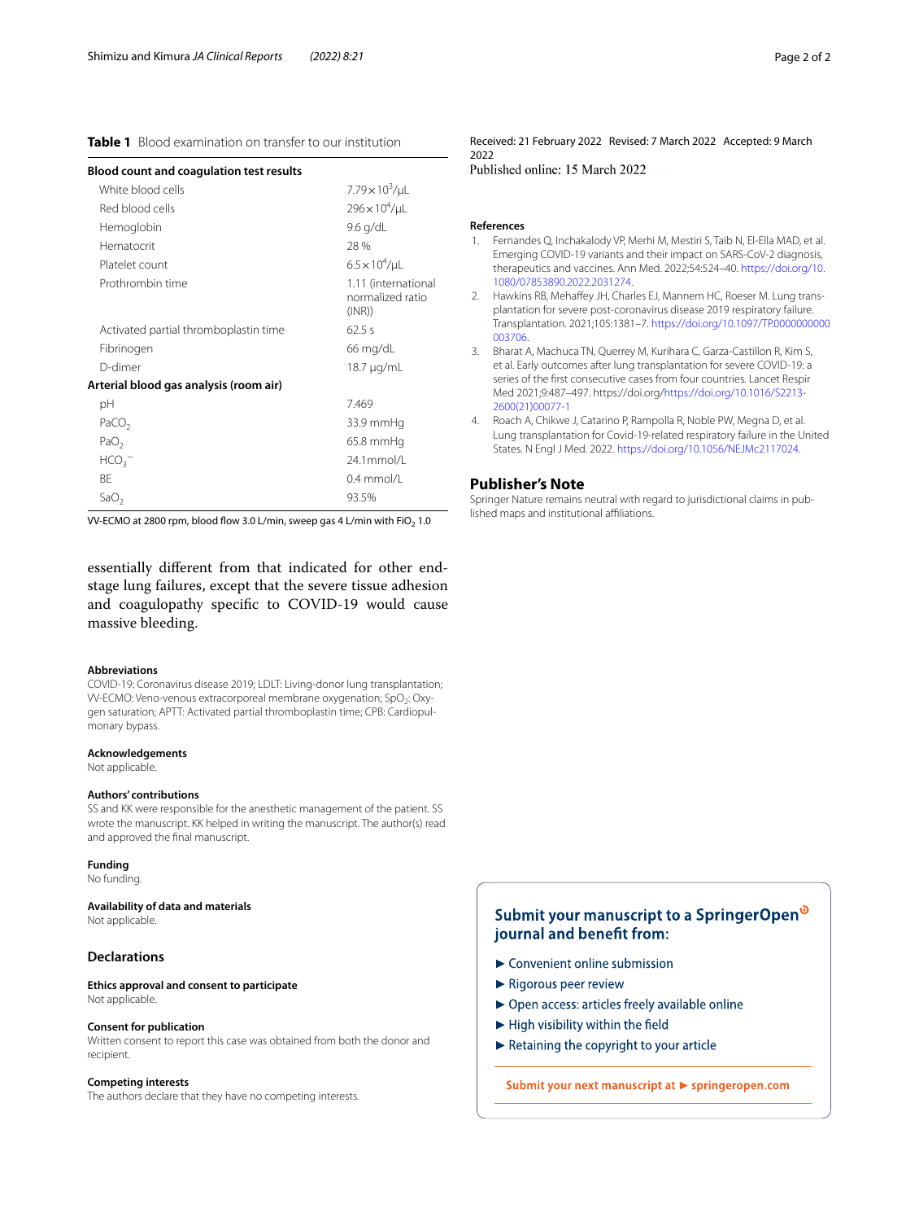**Table 1** Blood examination on transfer to our institution

| | |
|---|---|
| **Blood count and coagulation test results** | |
| White blood cells | $7.79 \times 10^3$/μL |
| Red blood cells | $296 \times 10^4$/μL |
| Hemoglobin | 9.6 g/dL |
| Hematocrit | 28 % |
| Platelet count | $6.5 \times 10^4$/μL |
| Prothrombin time | 1.11 (international normalized ratio (INR)) |
| Activated partial thromboplastin time | 62.5 s |
| Fibrinogen | 66 mg/dL |
| D-dimer | 18.7 μg/mL |
| **Arterial blood gas analysis (room air)** | |
| pH | 7.469 |
| $PaCO_2$ | 33.9 mmHg |
| $PaO_2$ | 65.8 mmHg |
| $HCO_3^-$ | 24.1mmol/L |
| BE | 0.4 mmol/L |
| $SaO_2$ | 93.5% |

VV-ECMO at 2800 rpm, blood flow 3.0 L/min, sweep gas 4 L/min with $FiO_2$ 1.0

essentially different from that indicated for other end-stage lung failures, except that the severe tissue adhesion and coagulopathy specific to COVID-19 would cause massive bleeding.

#### Abbreviations
COVID-19: Coronavirus disease 2019; LDLT: Living-donor lung transplantation; VV-ECMO: Veno-venous extracorporeal membrane oxygenation; $SpO_2$: Oxygen saturation; APTT: Activated partial thromboplastin time; CPB: Cardiopulmonary bypass.

#### Acknowledgements
Not applicable.

#### Authors' contributions
SS and KK were responsible for the anesthetic management of the patient. SS wrote the manuscript. KK helped in writing the manuscript. The author(s) read and approved the final manuscript.

#### Funding
No funding.

#### Availability of data and materials
Not applicable.

### Declarations

#### Ethics approval and consent to participate
Not applicable.

#### Consent for publication
Written consent to report this case was obtained from both the donor and recipient.

#### Competing interests
The authors declare that they have no competing interests.

Received: 21 February 2022 Revised: 7 March 2022 Accepted: 9 March 2022
Published online: 15 March 2022

#### References
1. Fernandes Q, Inchakalody VP, Merhi M, Mestiri S, Taib N, El-Ella MAD, et al. Emerging COVID-19 variants and their impact on SARS-CoV-2 diagnosis, therapeutics and vaccines. Ann Med. 2022;54:524–40. https://doi.org/10.1080/07853890.2022.2031274.
2. Hawkins RB, Mehaffey JH, Charles EJ, Mannem HC, Roeser M. Lung transplantation for severe post-coronavirus disease 2019 respiratory failure. Transplantation. 2021;105:1381–7. https://doi.org/10.1097/TP.0000000000003706.
3. Bharat A, Machuca TN, Querrey M, Kurihara C, Garza-Castillon R, Kim S, et al. Early outcomes after lung transplantation for severe COVID-19: a series of the first consecutive cases from four countries. Lancet Respir Med 2021;9:487–497. https://doi.org/https://doi.org/10.1016/S2213-2600(21)00077-1
4. Roach A, Chikwe J, Catarino P, Rampolla R, Noble PW, Megna D, et al. Lung transplantation for Covid-19-related respiratory failure in the United States. N Engl J Med. 2022. https://doi.org/10.1056/NEJMc2117024.

## Publisher's Note
Springer Nature remains neutral with regard to jurisdictional claims in published maps and institutional affiliations.

**Submit your manuscript to a SpringerOpen journal and benefit from:**

- ▶ Convenient online submission
- ▶ Rigorous peer review
- ▶ Open access: articles freely available online
- ▶ High visibility within the field
- ▶ Retaining the copyright to your article

**Submit your next manuscript at ▶ springeropen.com**